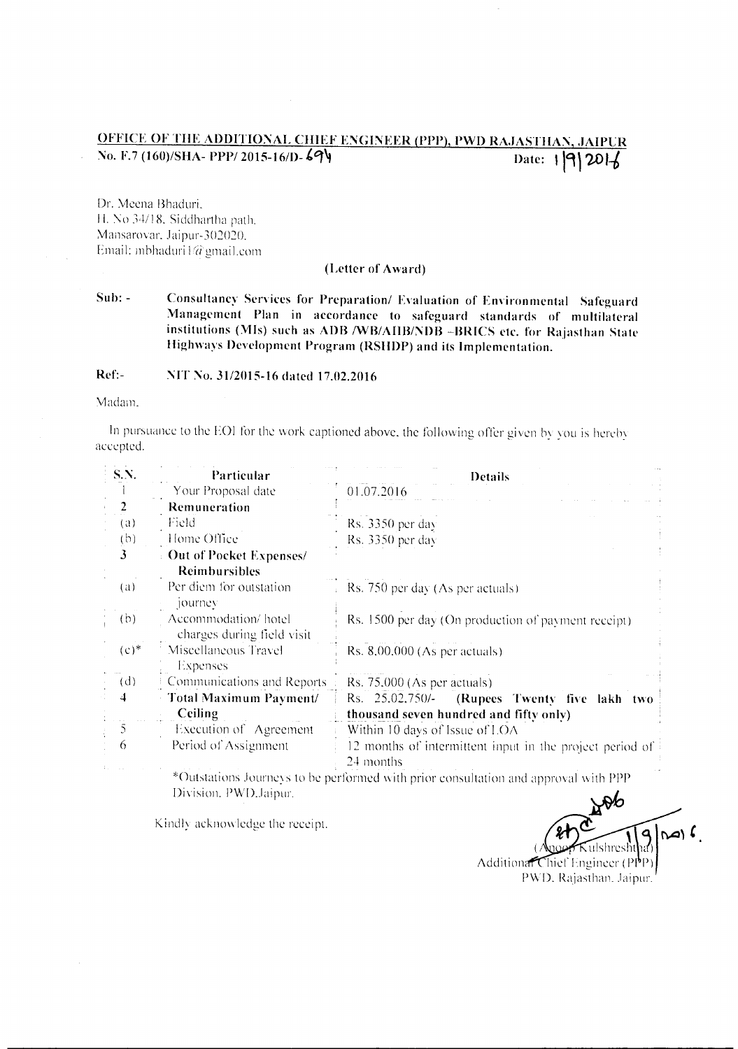**OFFICE OF THE ADDITIONAL CHIEF ENGINEER (PPP), PWD RAJASTHAN, JAIPUR**

No. F.7 (160)/SHA- PPP/ 2015-16/D- 694 Date: 1|9|2016

Dr. Meena Bhaduri,
H. No 34/18, Siddhartha path,
Mansarovar, Jaipur-302020.
Email: mbhaduri1@gmail.com

**(Letter of Award)**

**Sub: -** **Consultancy Services for Preparation/ Evaluation of Environmental Safeguard Management Plan in accordance to safeguard standards of multilateral institutions (MIs) such as ADB /WB/AIIB/NDB –BRICS etc. for Rajasthan State Highways Development Program (RSHDP) and its Implementation.**

**Ref:-** NIT No. 31/2015-16 dated 17.02.2016

Madam,

In pursuance to the EOI for the work captioned above, the following offer given by you is hereby accepted.

| S.N. | Particular | Details |
|---|---|---|
| 1 | Your Proposal date | 01.07.2016 |
| 2 | **Remuneration** | |
| (a) | Field | Rs. 3350 per day |
| (b) | Home Office | Rs. 3350 per day |
| 3 | **Out of Pocket Expenses/ Reimbursibles** | |
| (a) | Per diem for outstation journey | Rs. 750 per day (As per actuals) |
| (b) | Accommodation/ hotel charges during field visit | Rs. 1500 per day (On production of payment receipt) |
| (c)* | Miscellaneous Travel Expenses | Rs. 8,00,000 (As per actuals) |
| (d) | Communications and Reports | Rs. 75,000 (As per actuals) |
| 4 | **Total Maximum Payment/ Ceiling** | Rs. 25,02,750/- **(Rupees Twenty five lakh two thousand seven hundred and fifty only)** |
| 5 | Execution of Agreement | Within 10 days of Issue of LOA |
| 6 | Period of Assignment | 12 months of intermittent input in the project period of 24 months |

*Outstations Journeys to be performed with prior consultation and approval with PPP Division, PWD,Jaipur.

Kindly acknowledge the receipt.

1|9|2016

(Anoop Kulshreshtha)
Additional Chief Engineer (PPP)
PWD, Rajasthan, Jaipur.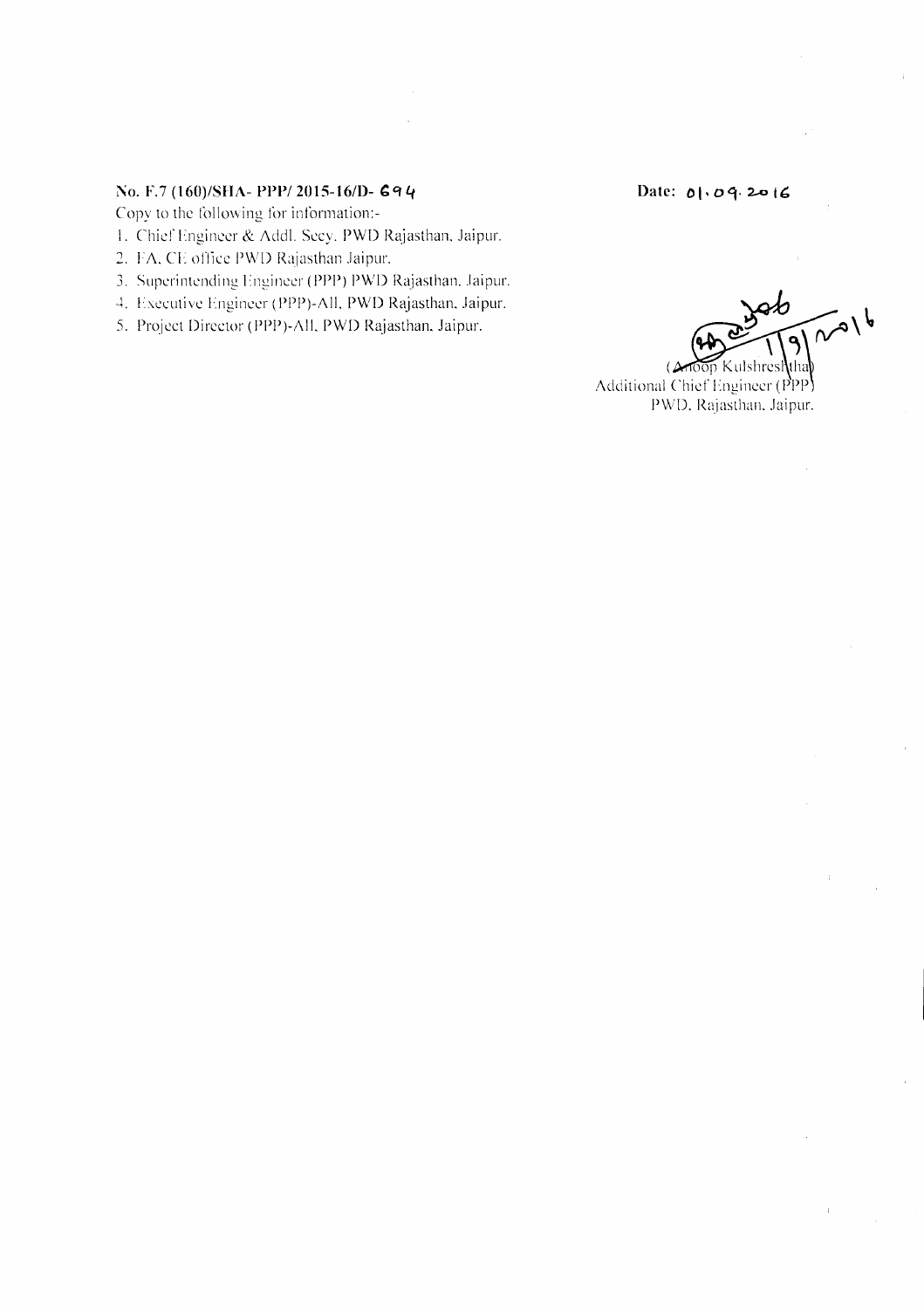**No. F.7 (160)/SHA- PPP/ 2015-16/D- 694** **Date: 01.09.2016**

Copy to the following for information:-

1. Chief Engineer & Addl. Secy. PWD Rajasthan, Jaipur.
2. FA, CE office PWD Rajasthan Jaipur.
3. Superintending Engineer (PPP) PWD Rajasthan, Jaipur.
4. Executive Engineer (PPP)-All, PWD Rajasthan, Jaipur.
5. Project Director (PPP)-All, PWD Rajasthan, Jaipur.

1/9/2016

(Anoop Kulshrestha)
Additional Chief Engineer (PPP)
PWD, Rajasthan, Jaipur.